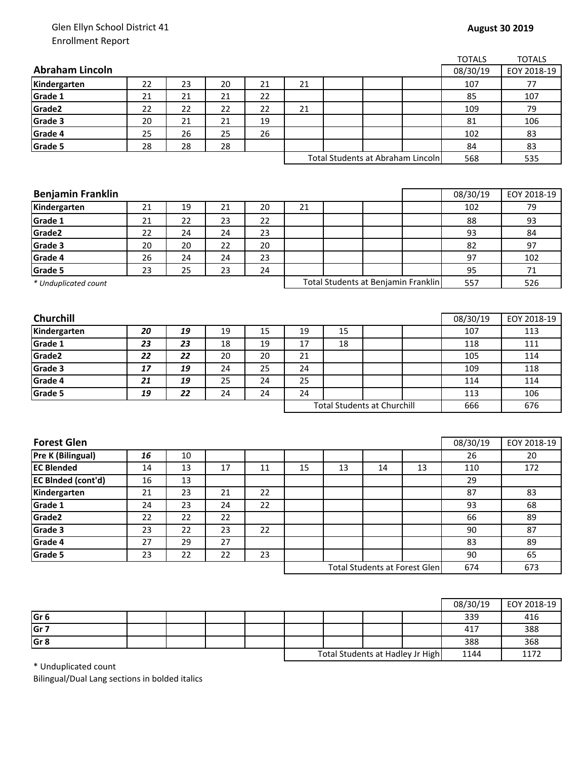Glen Ellyn School District 41
Enrollment Report

**August 30 2019**

| **Abraham Lincoln** | | | | | | | | | TOTALS 08/30/19 | TOTALS EOY 2018-19 |
|---|---|---|---|---|---|---|---|---|---|---|
| **Kindergarten** | 22 | 23 | 20 | 21 | 21 | | | | 107 | 77 |
| **Grade 1** | 21 | 21 | 21 | 22 | | | | | 85 | 107 |
| **Grade2** | 22 | 22 | 22 | 22 | 21 | | | | 109 | 79 |
| **Grade 3** | 20 | 21 | 21 | 19 | | | | | 81 | 106 |
| **Grade 4** | 25 | 26 | 25 | 26 | | | | | 102 | 83 |
| **Grade 5** | 28 | 28 | 28 | | | | | | 84 | 83 |
| | | | | | Total Students at Abraham Lincoln | | | | 568 | 535 |

| **Benjamin Franklin** | | | | | | | | | 08/30/19 | EOY 2018-19 |
|---|---|---|---|---|---|---|---|---|---|---|
| **Kindergarten** | 21 | 19 | 21 | 20 | 21 | | | | 102 | 79 |
| **Grade 1** | 21 | 22 | 23 | 22 | | | | | 88 | 93 |
| **Grade2** | 22 | 24 | 24 | 23 | | | | | 93 | 84 |
| **Grade 3** | 20 | 20 | 22 | 20 | | | | | 82 | 97 |
| **Grade 4** | 26 | 24 | 24 | 23 | | | | | 97 | 102 |
| **Grade 5** | 23 | 25 | 23 | 24 | | | | | 95 | 71 |
| *\* Unduplicated count* | | | | | Total Students at Benjamin Franklin | | | | 557 | 526 |

| **Churchill** | | | | | | | | | 08/30/19 | EOY 2018-19 |
|---|---|---|---|---|---|---|---|---|---|---|
| **Kindergarten** | ***20*** | ***19*** | 19 | 15 | 19 | 15 | | | 107 | 113 |
| **Grade 1** | ***23*** | ***23*** | 18 | 19 | 17 | 18 | | | 118 | 111 |
| **Grade2** | ***22*** | ***22*** | 20 | 20 | 21 | | | | 105 | 114 |
| **Grade 3** | ***17*** | ***19*** | 24 | 25 | 24 | | | | 109 | 118 |
| **Grade 4** | ***21*** | ***19*** | 25 | 24 | 25 | | | | 114 | 114 |
| **Grade 5** | ***19*** | ***22*** | 24 | 24 | 24 | | | | 113 | 106 |
| | | | | | Total Students at Churchill | | | | 666 | 676 |

| **Forest Glen** | | | | | | | | | 08/30/19 | EOY 2018-19 |
|---|---|---|---|---|---|---|---|---|---|---|
| **Pre K (Bilingual)** | ***16*** | 10 | | | | | | | 26 | 20 |
| **EC Blended** | 14 | 13 | 17 | 11 | 15 | 13 | 14 | 13 | 110 | 172 |
| **EC Blnded (cont'd)** | 16 | 13 | | | | | | | 29 | |
| **Kindergarten** | 21 | 23 | 21 | 22 | | | | | 87 | 83 |
| **Grade 1** | 24 | 23 | 24 | 22 | | | | | 93 | 68 |
| **Grade2** | 22 | 22 | 22 | | | | | | 66 | 89 |
| **Grade 3** | 23 | 22 | 23 | 22 | | | | | 90 | 87 |
| **Grade 4** | 27 | 29 | 27 | | | | | | 83 | 89 |
| **Grade 5** | 23 | 22 | 22 | 23 | | | | | 90 | 65 |
| | | | | | Total Students at Forest Glen | | | | 674 | 673 |

| | | | | | | | | | 08/30/19 | EOY 2018-19 |
|---|---|---|---|---|---|---|---|---|---|---|
| **Gr 6** | | | | | | | | | 339 | 416 |
| **Gr 7** | | | | | | | | | 417 | 388 |
| **Gr 8** | | | | | | | | | 388 | 368 |
| | | | | | Total Students at Hadley Jr High | | | | 1144 | 1172 |

\* Unduplicated count
Bilingual/Dual Lang sections in bolded italics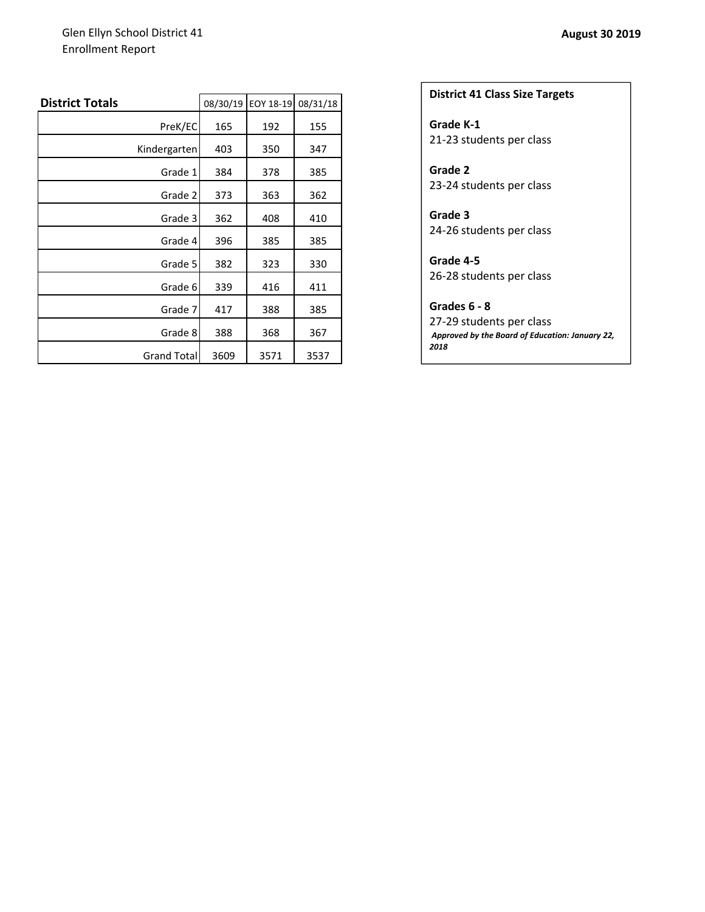Glen Ellyn School District 41
Enrollment Report

**August 30 2019**

| District Totals | 08/30/19 | EOY 18-19 | 08/31/18 |
|---|---|---|---|
| PreK/EC | 165 | 192 | 155 |
| Kindergarten | 403 | 350 | 347 |
| Grade 1 | 384 | 378 | 385 |
| Grade 2 | 373 | 363 | 362 |
| Grade 3 | 362 | 408 | 410 |
| Grade 4 | 396 | 385 | 385 |
| Grade 5 | 382 | 323 | 330 |
| Grade 6 | 339 | 416 | 411 |
| Grade 7 | 417 | 388 | 385 |
| Grade 8 | 388 | 368 | 367 |
| Grand Total | 3609 | 3571 | 3537 |

**District 41 Class Size Targets**

**Grade K-1**
21-23 students per class

**Grade 2**
23-24 students per class

**Grade 3**
24-26 students per class

**Grade 4-5**
26-28 students per class

**Grades 6 - 8**
27-29 students per class

***Approved by the Board of Education: January 22, 2018***